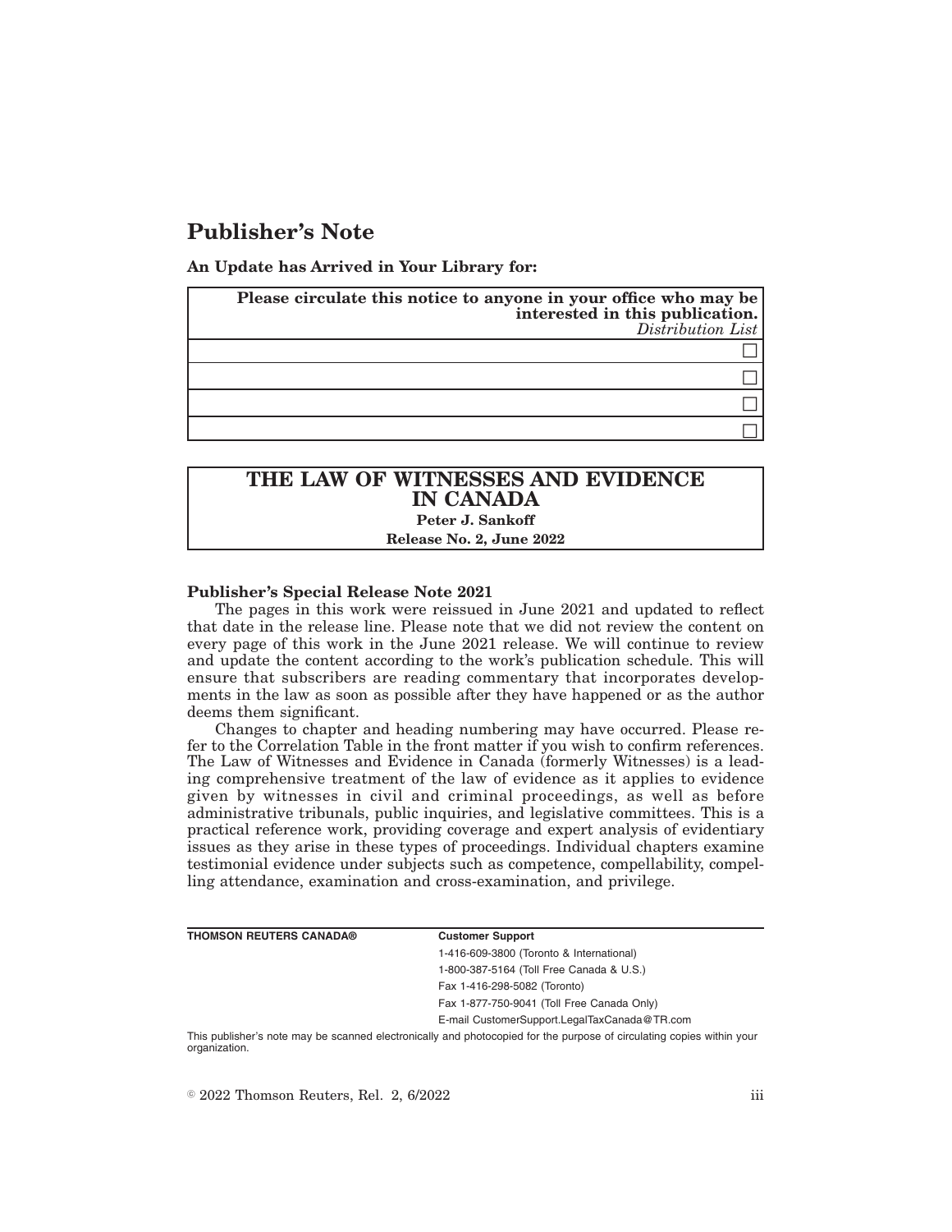# Publisher's Note

**An Update has Arrived in Your Library for:**

| **Please circulate this notice to anyone in your office who may be interested in this publication.** *Distribution List* |
|---|
| ☐ |
| ☐ |
| ☐ |
| ☐ |

| **THE LAW OF WITNESSES AND EVIDENCE IN CANADA** |
|---|
| **Peter J. Sankoff** |
| **Release No. 2, June 2022** |

**Publisher's Special Release Note 2021**

The pages in this work were reissued in June 2021 and updated to reflect that date in the release line. Please note that we did not review the content on every page of this work in the June 2021 release. We will continue to review and update the content according to the work's publication schedule. This will ensure that subscribers are reading commentary that incorporates developments in the law as soon as possible after they have happened or as the author deems them significant.

Changes to chapter and heading numbering may have occurred. Please refer to the Correlation Table in the front matter if you wish to confirm references. The Law of Witnesses and Evidence in Canada (formerly Witnesses) is a leading comprehensive treatment of the law of evidence as it applies to evidence given by witnesses in civil and criminal proceedings, as well as before administrative tribunals, public inquiries, and legislative committees. This is a practical reference work, providing coverage and expert analysis of evidentiary issues as they arise in these types of proceedings. Individual chapters examine testimonial evidence under subjects such as competence, compellability, compelling attendance, examination and cross-examination, and privilege.

| **THOMSON REUTERS CANADA®** | **Customer Support** |
|---|---|
| | 1-416-609-3800 (Toronto & International) |
| | 1-800-387-5164 (Toll Free Canada & U.S.) |
| | Fax 1-416-298-5082 (Toronto) |
| | Fax 1-877-750-9041 (Toll Free Canada Only) |
| | E-mail CustomerSupport.LegalTaxCanada@TR.com |

This publisher's note may be scanned electronically and photocopied for the purpose of circulating copies within your organization.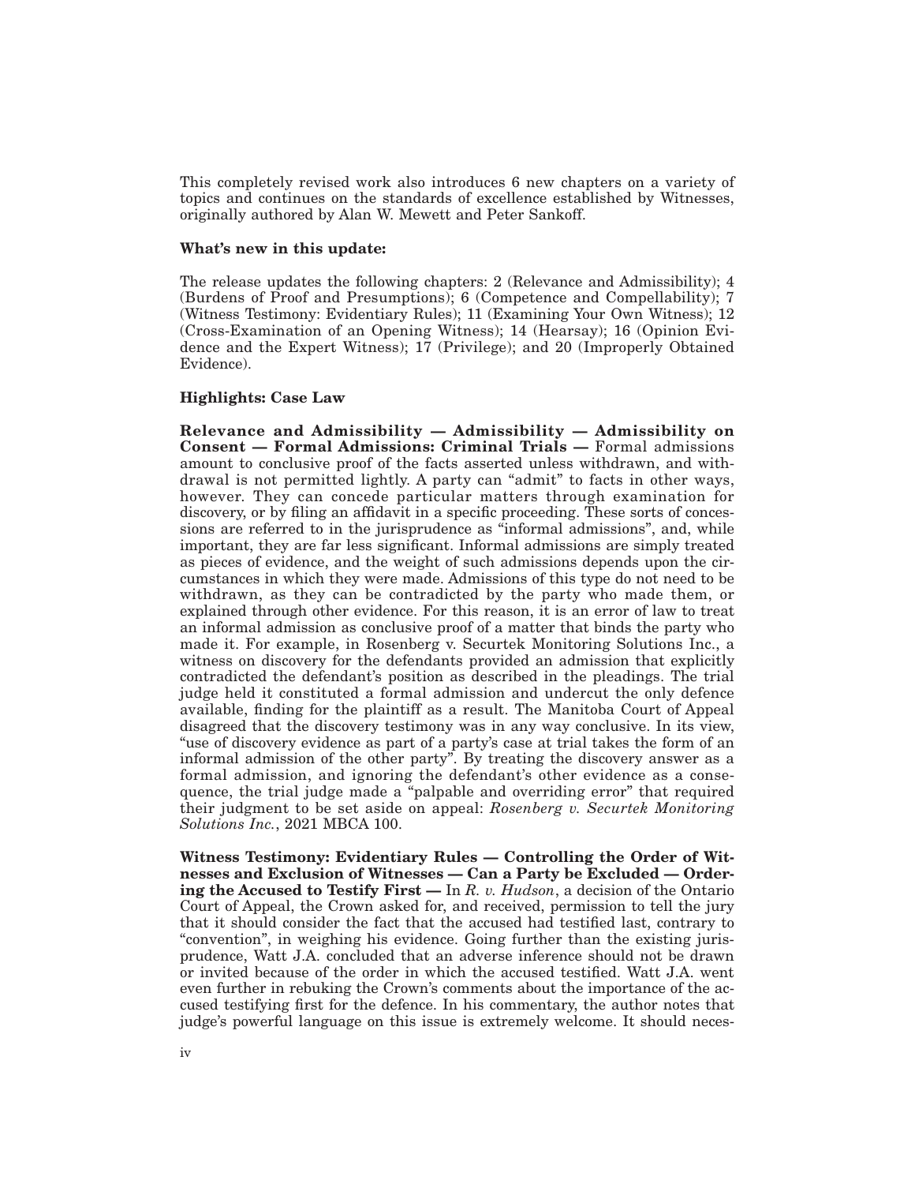This completely revised work also introduces 6 new chapters on a variety of topics and continues on the standards of excellence established by Witnesses, originally authored by Alan W. Mewett and Peter Sankoff.

**What's new in this update:**

The release updates the following chapters: 2 (Relevance and Admissibility); 4 (Burdens of Proof and Presumptions); 6 (Competence and Compellability); 7 (Witness Testimony: Evidentiary Rules); 11 (Examining Your Own Witness); 12 (Cross-Examination of an Opening Witness); 14 (Hearsay); 16 (Opinion Evidence and the Expert Witness); 17 (Privilege); and 20 (Improperly Obtained Evidence).

**Highlights: Case Law**

**Relevance and Admissibility — Admissibility — Admissibility on Consent — Formal Admissions: Criminal Trials —** Formal admissions amount to conclusive proof of the facts asserted unless withdrawn, and withdrawal is not permitted lightly. A party can "admit" to facts in other ways, however. They can concede particular matters through examination for discovery, or by filing an affidavit in a specific proceeding. These sorts of concessions are referred to in the jurisprudence as "informal admissions", and, while important, they are far less significant. Informal admissions are simply treated as pieces of evidence, and the weight of such admissions depends upon the circumstances in which they were made. Admissions of this type do not need to be withdrawn, as they can be contradicted by the party who made them, or explained through other evidence. For this reason, it is an error of law to treat an informal admission as conclusive proof of a matter that binds the party who made it. For example, in Rosenberg v. Securtek Monitoring Solutions Inc., a witness on discovery for the defendants provided an admission that explicitly contradicted the defendant's position as described in the pleadings. The trial judge held it constituted a formal admission and undercut the only defence available, finding for the plaintiff as a result. The Manitoba Court of Appeal disagreed that the discovery testimony was in any way conclusive. In its view, "use of discovery evidence as part of a party's case at trial takes the form of an informal admission of the other party". By treating the discovery answer as a formal admission, and ignoring the defendant's other evidence as a consequence, the trial judge made a "palpable and overriding error" that required their judgment to be set aside on appeal: *Rosenberg v. Securtek Monitoring Solutions Inc.*, 2021 MBCA 100.

**Witness Testimony: Evidentiary Rules — Controlling the Order of Witnesses and Exclusion of Witnesses — Can a Party be Excluded — Ordering the Accused to Testify First —** In *R. v. Hudson*, a decision of the Ontario Court of Appeal, the Crown asked for, and received, permission to tell the jury that it should consider the fact that the accused had testified last, contrary to "convention", in weighing his evidence. Going further than the existing jurisprudence, Watt J.A. concluded that an adverse inference should not be drawn or invited because of the order in which the accused testified. Watt J.A. went even further in rebuking the Crown's comments about the importance of the accused testifying first for the defence. In his commentary, the author notes that judge's powerful language on this issue is extremely welcome. It should neces-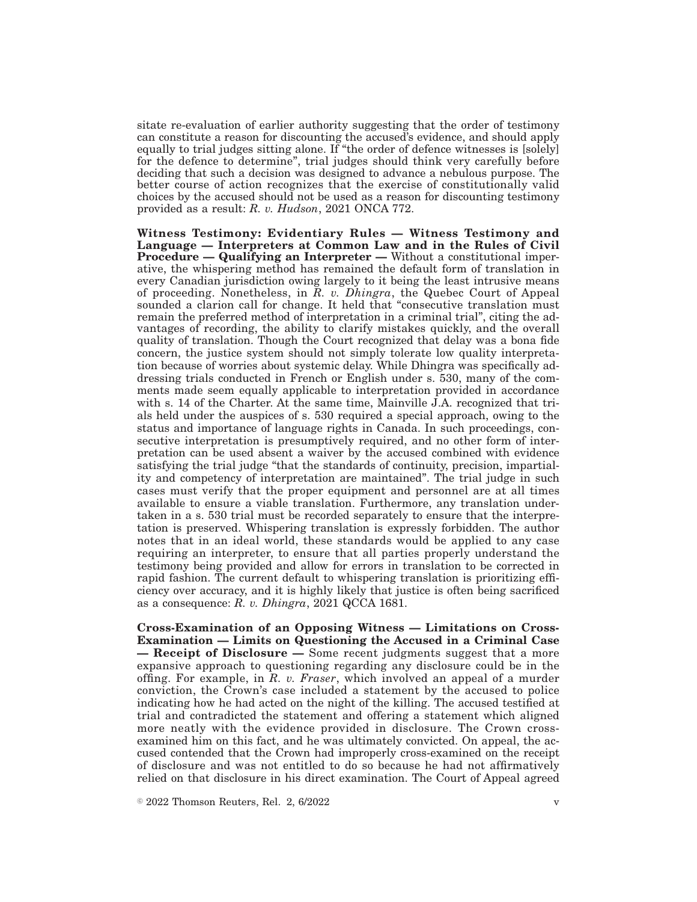sitate re-evaluation of earlier authority suggesting that the order of testimony can constitute a reason for discounting the accused's evidence, and should apply equally to trial judges sitting alone. If "the order of defence witnesses is [solely] for the defence to determine", trial judges should think very carefully before deciding that such a decision was designed to advance a nebulous purpose. The better course of action recognizes that the exercise of constitutionally valid choices by the accused should not be used as a reason for discounting testimony provided as a result: *R. v. Hudson*, 2021 ONCA 772.

**Witness Testimony: Evidentiary Rules — Witness Testimony and Language — Interpreters at Common Law and in the Rules of Civil Procedure — Qualifying an Interpreter —** Without a constitutional imperative, the whispering method has remained the default form of translation in every Canadian jurisdiction owing largely to it being the least intrusive means of proceeding. Nonetheless, in *R. v. Dhingra*, the Quebec Court of Appeal sounded a clarion call for change. It held that "consecutive translation must remain the preferred method of interpretation in a criminal trial", citing the advantages of recording, the ability to clarify mistakes quickly, and the overall quality of translation. Though the Court recognized that delay was a bona fide concern, the justice system should not simply tolerate low quality interpretation because of worries about systemic delay. While Dhingra was specifically addressing trials conducted in French or English under s. 530, many of the comments made seem equally applicable to interpretation provided in accordance with s. 14 of the Charter. At the same time, Mainville J.A. recognized that trials held under the auspices of s. 530 required a special approach, owing to the status and importance of language rights in Canada. In such proceedings, consecutive interpretation is presumptively required, and no other form of interpretation can be used absent a waiver by the accused combined with evidence satisfying the trial judge "that the standards of continuity, precision, impartiality and competency of interpretation are maintained". The trial judge in such cases must verify that the proper equipment and personnel are at all times available to ensure a viable translation. Furthermore, any translation undertaken in a s. 530 trial must be recorded separately to ensure that the interpretation is preserved. Whispering translation is expressly forbidden. The author notes that in an ideal world, these standards would be applied to any case requiring an interpreter, to ensure that all parties properly understand the testimony being provided and allow for errors in translation to be corrected in rapid fashion. The current default to whispering translation is prioritizing efficiency over accuracy, and it is highly likely that justice is often being sacrificed as a consequence: *R. v. Dhingra*, 2021 QCCA 1681.

**Cross-Examination of an Opposing Witness — Limitations on Cross-Examination — Limits on Questioning the Accused in a Criminal Case — Receipt of Disclosure —** Some recent judgments suggest that a more expansive approach to questioning regarding any disclosure could be in the offing. For example, in *R. v. Fraser*, which involved an appeal of a murder conviction, the Crown's case included a statement by the accused to police indicating how he had acted on the night of the killing. The accused testified at trial and contradicted the statement and offering a statement which aligned more neatly with the evidence provided in disclosure. The Crown cross-examined him on this fact, and he was ultimately convicted. On appeal, the accused contended that the Crown had improperly cross-examined on the receipt of disclosure and was not entitled to do so because he had not affirmatively relied on that disclosure in his direct examination. The Court of Appeal agreed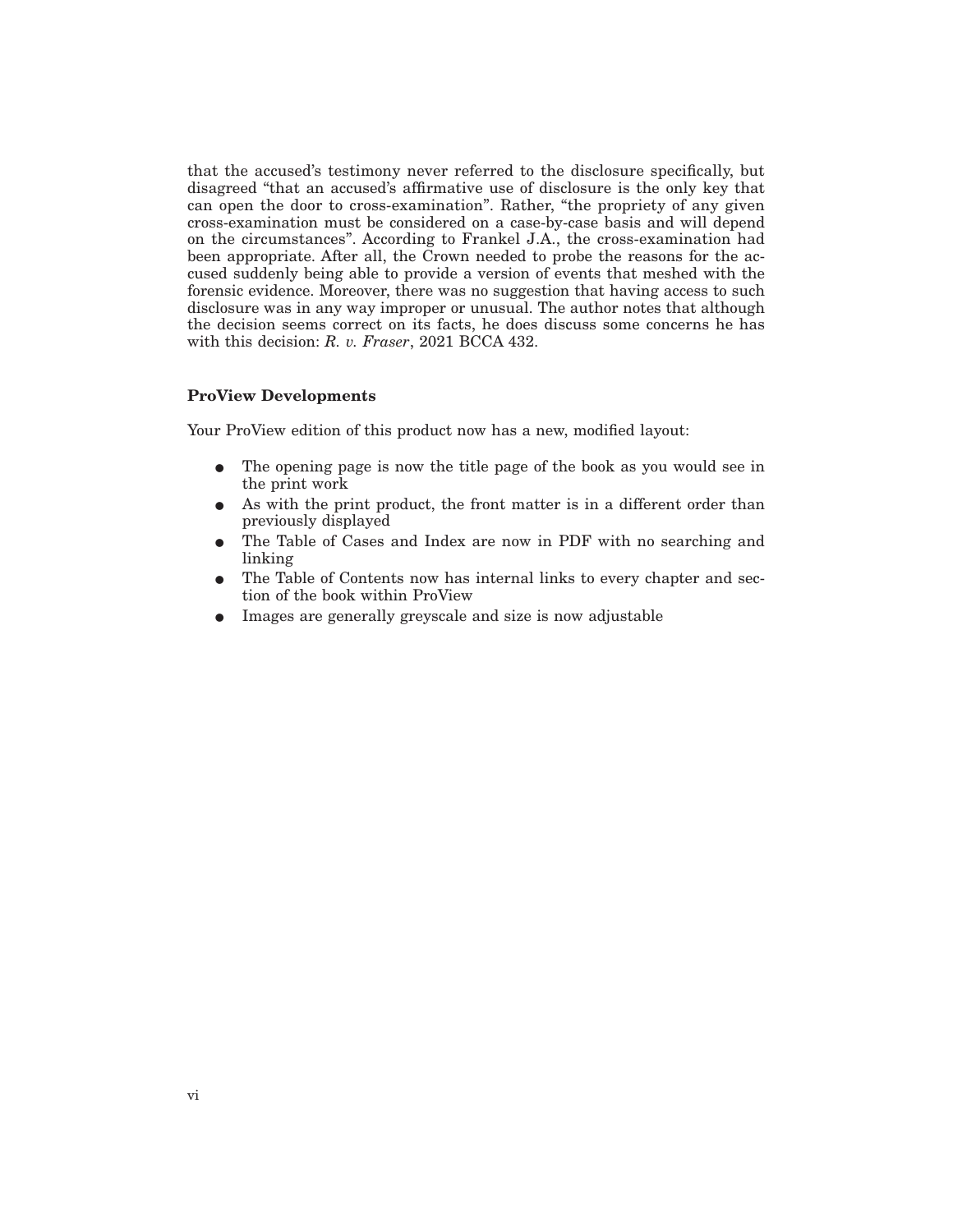that the accused's testimony never referred to the disclosure specifically, but disagreed "that an accused's affirmative use of disclosure is the only key that can open the door to cross-examination". Rather, "the propriety of any given cross-examination must be considered on a case-by-case basis and will depend on the circumstances". According to Frankel J.A., the cross-examination had been appropriate. After all, the Crown needed to probe the reasons for the accused suddenly being able to provide a version of events that meshed with the forensic evidence. Moreover, there was no suggestion that having access to such disclosure was in any way improper or unusual. The author notes that although the decision seems correct on its facts, he does discuss some concerns he has with this decision: *R. v. Fraser*, 2021 BCCA 432.

**ProView Developments**

Your ProView edition of this product now has a new, modified layout:

- The opening page is now the title page of the book as you would see in the print work
- As with the print product, the front matter is in a different order than previously displayed
- The Table of Cases and Index are now in PDF with no searching and linking
- The Table of Contents now has internal links to every chapter and section of the book within ProView
- Images are generally greyscale and size is now adjustable